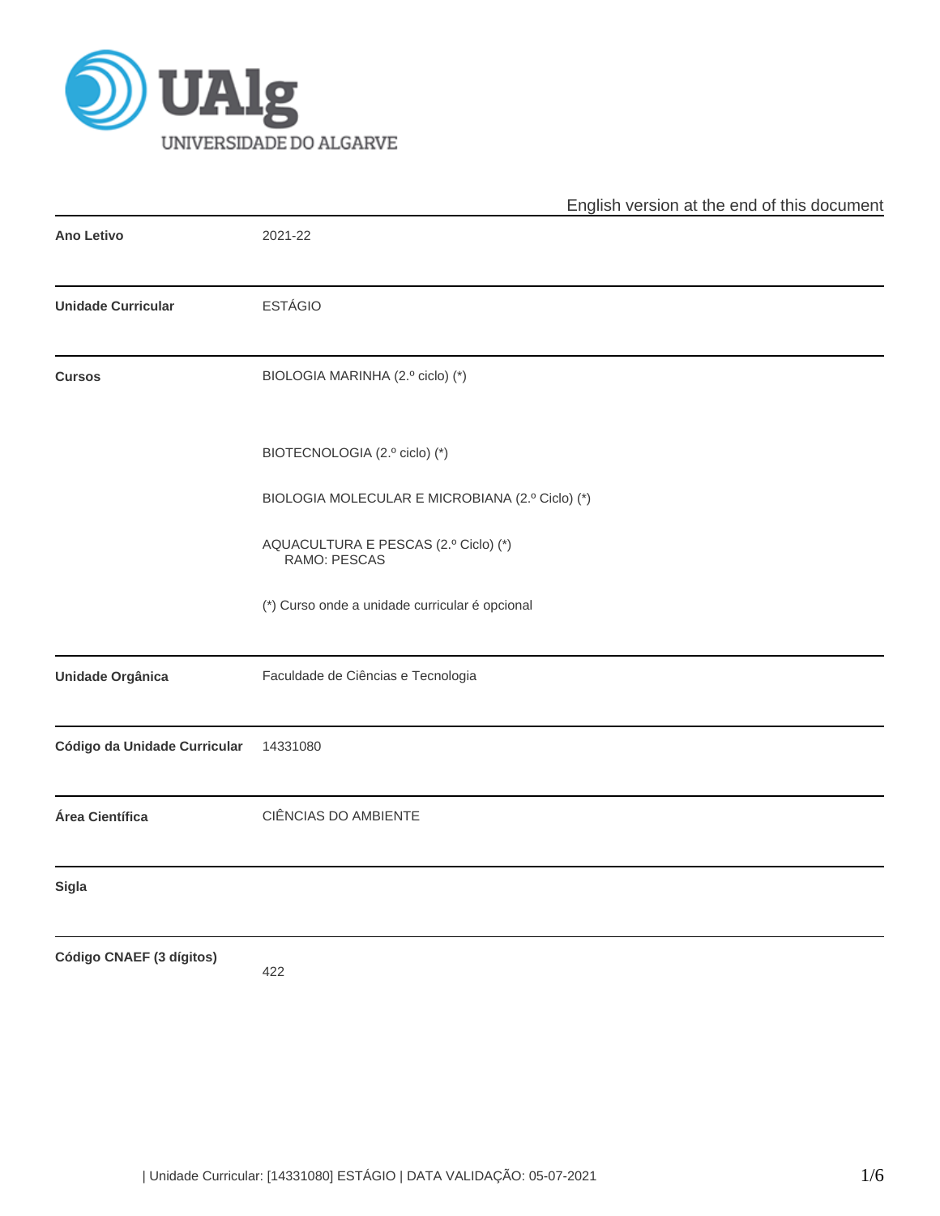UALG UNIVERSIDADE DO ALGARVE

English version at the end of this document

| | |
|---|---|
| **Ano Letivo** | 2021-22 |
| **Unidade Curricular** | ESTÁGIO |
| **Cursos** | BIOLOGIA MARINHA (2.º ciclo) (*)<br><br>BIOTECNOLOGIA (2.º ciclo) (*)<br><br>BIOLOGIA MOLECULAR E MICROBIANA (2.º Ciclo) (*)<br><br>AQUACULTURA E PESCAS (2.º Ciclo) (*)<br>RAMO: PESCAS<br><br>(*) Curso onde a unidade curricular é opcional |
| **Unidade Orgânica** | Faculdade de Ciências e Tecnologia |
| **Código da Unidade Curricular** | 14331080 |
| **Área Científica** | CIÊNCIAS DO AMBIENTE |
| **Sigla** | |
| **Código CNAEF (3 dígitos)** | 422 |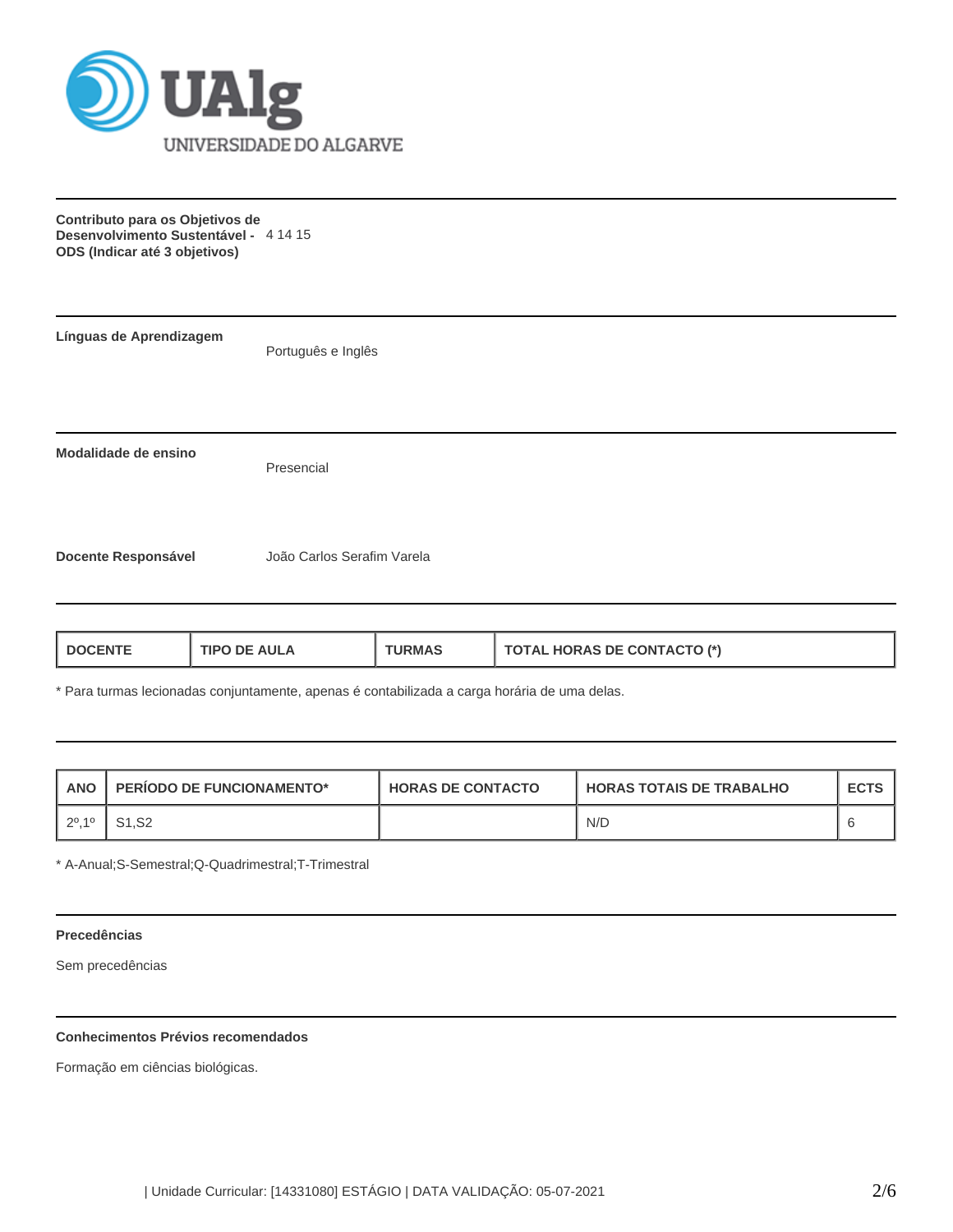**Contributo para os Objetivos de Desenvolvimento Sustentável - ODS (Indicar até 3 objetivos)** 4 14 15

**Línguas de Aprendizagem**

Português e Inglês

**Modalidade de ensino**

Presencial

**Docente Responsável**

João Carlos Serafim Varela

| DOCENTE | TIPO DE AULA | TURMAS | TOTAL HORAS DE CONTACTO (*) |
|---|---|---|---|

* Para turmas lecionadas conjuntamente, apenas é contabilizada a carga horária de uma delas.

| ANO | PERÍODO DE FUNCIONAMENTO* | HORAS DE CONTACTO | HORAS TOTAIS DE TRABALHO | ECTS |
|---|---|---|---|---|
| 2º,1º | S1,S2 | | N/D | 6 |

* A-Anual;S-Semestral;Q-Quadrimestral;T-Trimestral

**Precedências**

Sem precedências

**Conhecimentos Prévios recomendados**

Formação em ciências biológicas.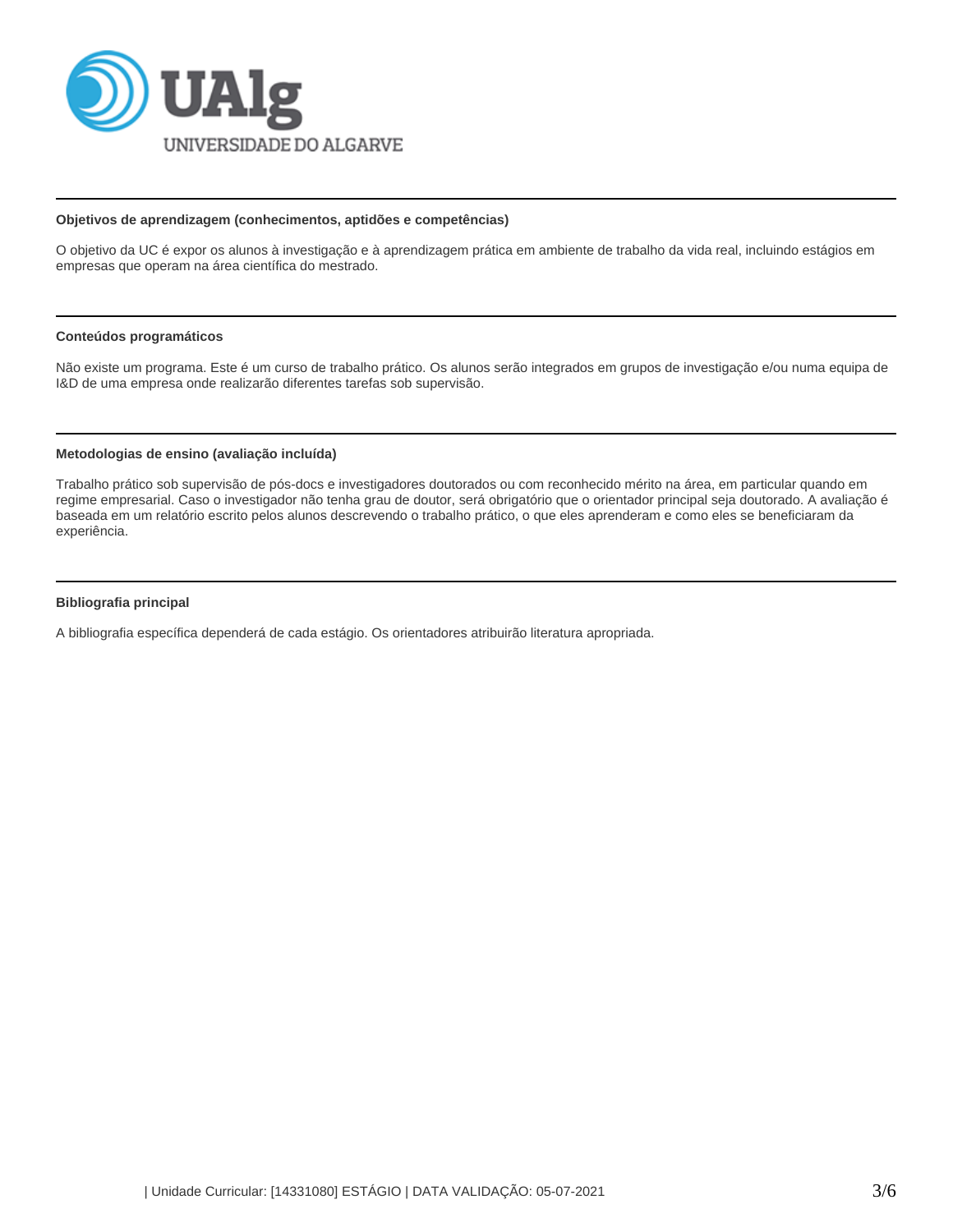### Objetivos de aprendizagem (conhecimentos, aptidões e competências)

O objetivo da UC é expor os alunos à investigação e à aprendizagem prática em ambiente de trabalho da vida real, incluindo estágios em empresas que operam na área científica do mestrado.

### Conteúdos programáticos

Não existe um programa. Este é um curso de trabalho prático. Os alunos serão integrados em grupos de investigação e/ou numa equipa de I&D de uma empresa onde realizarão diferentes tarefas sob supervisão.

### Metodologias de ensino (avaliação incluída)

Trabalho prático sob supervisão de pós-docs e investigadores doutorados ou com reconhecido mérito na área, em particular quando em regime empresarial. Caso o investigador não tenha grau de doutor, será obrigatório que o orientador principal seja doutorado. A avaliação é baseada em um relatório escrito pelos alunos descrevendo o trabalho prático, o que eles aprenderam e como eles se beneficiaram da experiência.

### Bibliografia principal

A bibliografia específica dependerá de cada estágio. Os orientadores atribuirão literatura apropriada.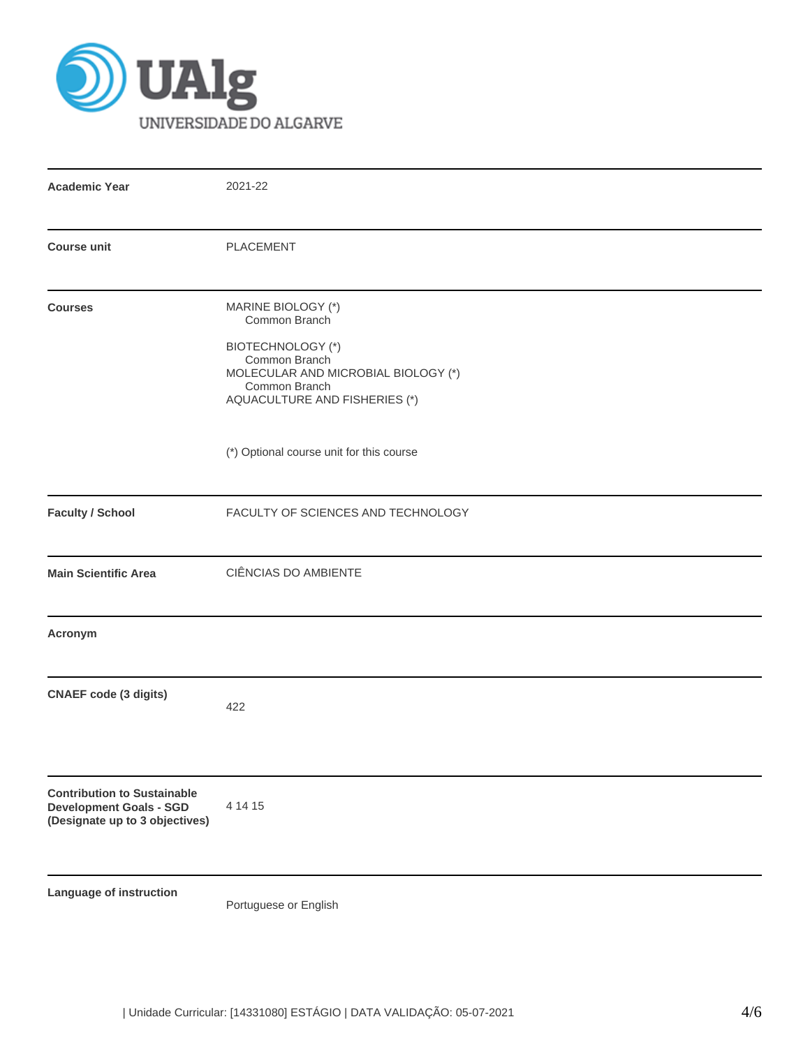UAlg UNIVERSIDADE DO ALGARVE

| | |
|---|---|
| **Academic Year** | 2021-22 |
| **Course unit** | PLACEMENT |
| **Courses** | MARINE BIOLOGY (*)<br>Common Branch<br><br>BIOTECHNOLOGY (*)<br>Common Branch<br>MOLECULAR AND MICROBIAL BIOLOGY (*)<br>Common Branch<br>AQUACULTURE AND FISHERIES (*)<br><br>(*) Optional course unit for this course |
| **Faculty / School** | FACULTY OF SCIENCES AND TECHNOLOGY |
| **Main Scientific Area** | CIÊNCIAS DO AMBIENTE |
| **Acronym** | |
| **CNAEF code (3 digits)** | 422 |
| **Contribution to Sustainable Development Goals - SGD (Designate up to 3 objectives)** | 4 14 15 |
| **Language of instruction** | Portuguese or English |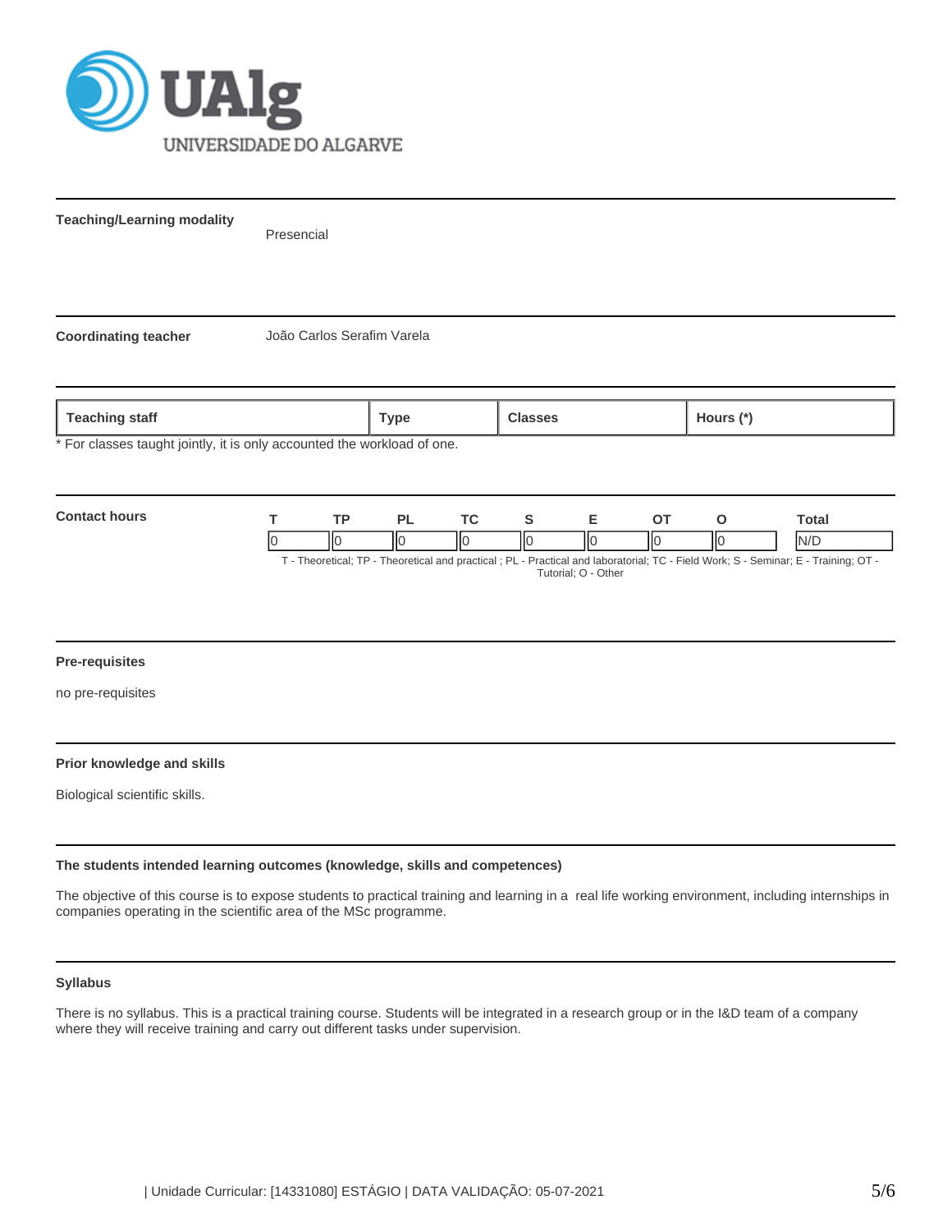**Teaching/Learning modality**

Presencial

**Coordinating teacher**

João Carlos Serafim Varela

| Teaching staff | Type | Classes | Hours (*) |
|---|---|---|---|

* For classes taught jointly, it is only accounted the workload of one.

**Contact hours**

| T | TP | PL | TC | S | E | OT | O | Total |
|---|---|---|---|---|---|---|---|---|
| 0 | 0 | 0 | 0 | 0 | 0 | 0 | 0 | N/D |

T - Theoretical; TP - Theoretical and practical ; PL - Practical and laboratorial; TC - Field Work; S - Seminar; E - Training; OT - Tutorial; O - Other

**Pre-requisites**

no pre-requisites

**Prior knowledge and skills**

Biological scientific skills.

**The students intended learning outcomes (knowledge, skills and competences)**

The objective of this course is to expose students to practical training and learning in a real life working environment, including internships in companies operating in the scientific area of the MSc programme.

**Syllabus**

There is no syllabus. This is a practical training course. Students will be integrated in a research group or in the I&D team of a company where they will receive training and carry out different tasks under supervision.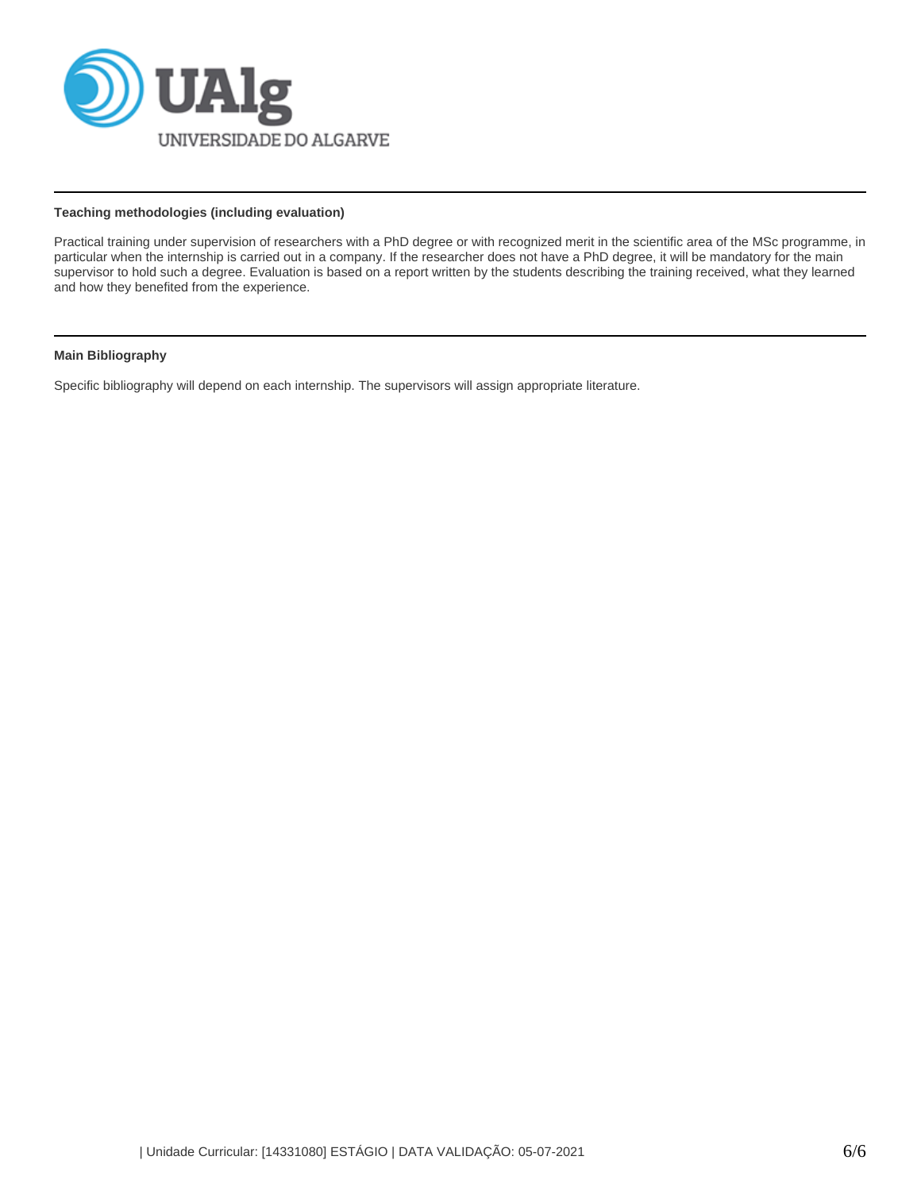**Teaching methodologies (including evaluation)**

Practical training under supervision of researchers with a PhD degree or with recognized merit in the scientific area of the MSc programme, in particular when the internship is carried out in a company. If the researcher does not have a PhD degree, it will be mandatory for the main supervisor to hold such a degree. Evaluation is based on a report written by the students describing the training received, what they learned and how they benefited from the experience.

**Main Bibliography**

Specific bibliography will depend on each internship. The supervisors will assign appropriate literature.